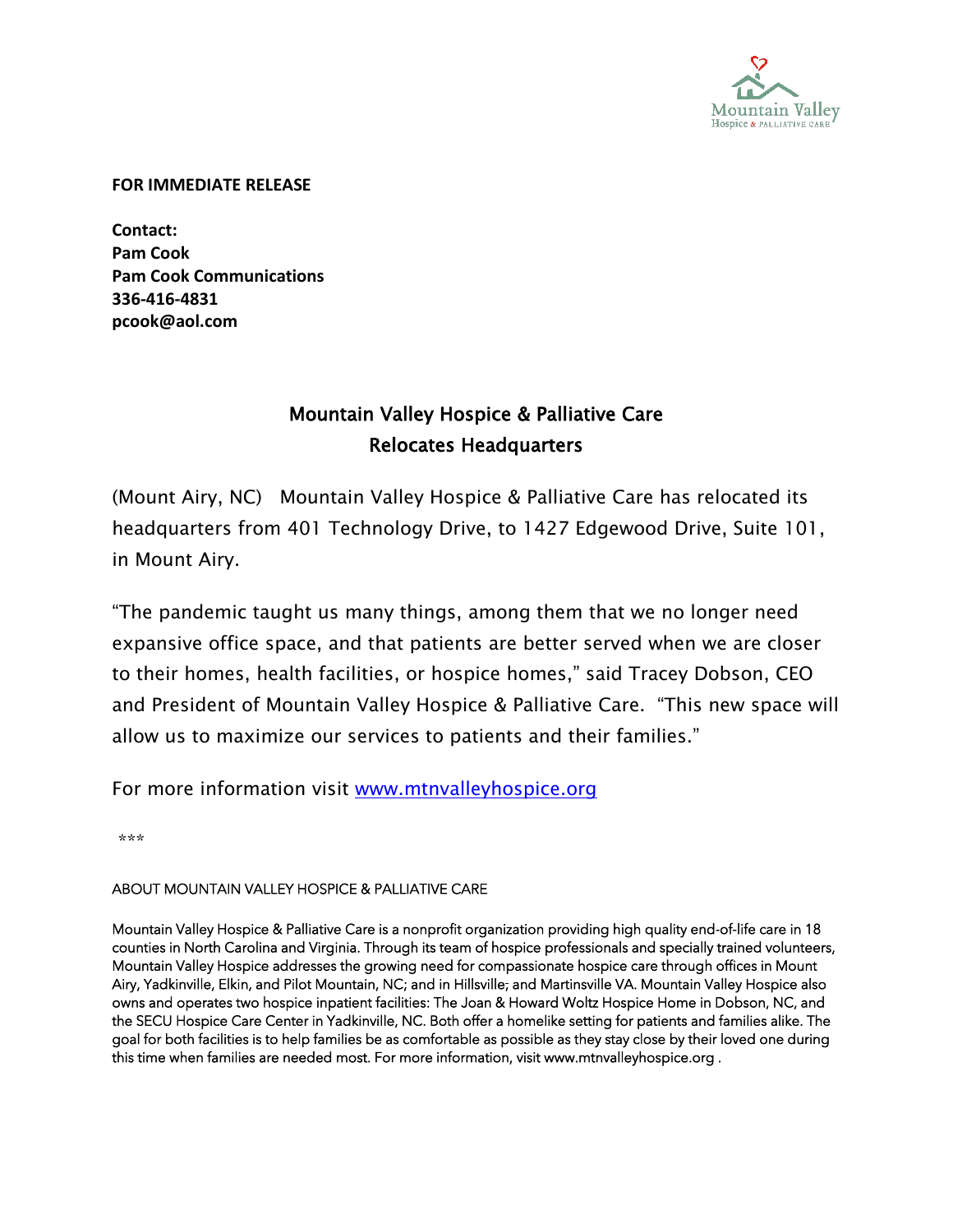**FOR IMMEDIATE RELEASE**

**Contact:**
**Pam Cook**
**Pam Cook Communications**
**336-416-4831**
**pcook@aol.com**

# Mountain Valley Hospice & Palliative Care Relocates Headquarters

(Mount Airy, NC) Mountain Valley Hospice & Palliative Care has relocated its headquarters from 401 Technology Drive, to 1427 Edgewood Drive, Suite 101, in Mount Airy.

"The pandemic taught us many things, among them that we no longer need expansive office space, and that patients are better served when we are closer to their homes, health facilities, or hospice homes," said Tracey Dobson, CEO and President of Mountain Valley Hospice & Palliative Care. "This new space will allow us to maximize our services to patients and their families."

For more information visit [www.mtnvalleyhospice.org](http://www.mtnvalleyhospice.org)

***

ABOUT MOUNTAIN VALLEY HOSPICE & PALLIATIVE CARE

Mountain Valley Hospice & Palliative Care is a nonprofit organization providing high quality end-of-life care in 18 counties in North Carolina and Virginia. Through its team of hospice professionals and specially trained volunteers, Mountain Valley Hospice addresses the growing need for compassionate hospice care through offices in Mount Airy, Yadkinville, Elkin, and Pilot Mountain, NC; and in Hillsville; and Martinsville VA. Mountain Valley Hospice also owns and operates two hospice inpatient facilities: The Joan & Howard Woltz Hospice Home in Dobson, NC, and the SECU Hospice Care Center in Yadkinville, NC. Both offer a homelike setting for patients and families alike. The goal for both facilities is to help families be as comfortable as possible as they stay close by their loved one during this time when families are needed most. For more information, visit www.mtnvalleyhospice.org .